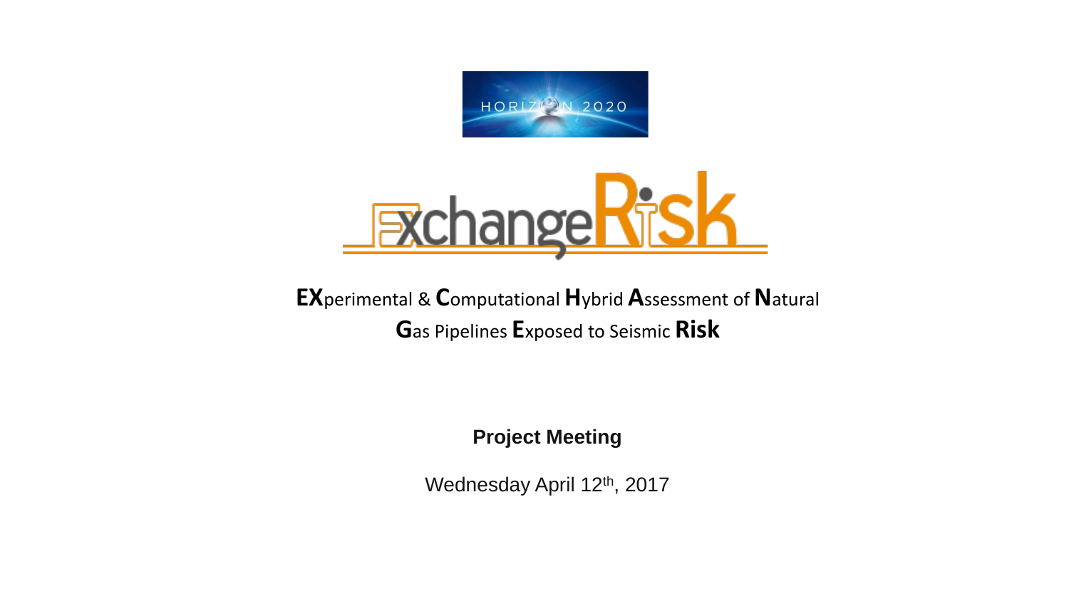HORIZON 2020

# ExchangeRisk

**EX**perimental & **C**omputational **H**ybrid **A**ssessment of **N**atural **G**as Pipelines **E**xposed to Seismic **Risk**

**Project Meeting**

Wednesday April 12th, 2017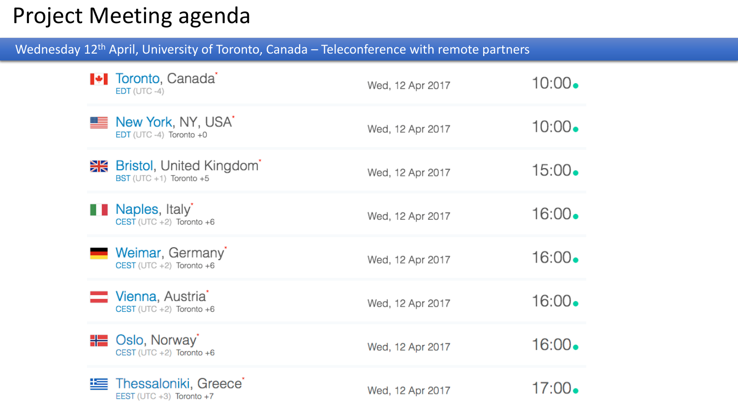# Project Meeting agenda

Wednesday 12th April, University of Toronto, Canada – Teleconference with remote partners

| Location | Time zone | Offset | Date | Time |
| --- | --- | --- | --- | --- |
| Toronto, Canada | EDT (UTC -4) | | Wed, 12 Apr 2017 | 10:00 |
| New York, NY, USA | EDT (UTC -4) | Toronto +0 | Wed, 12 Apr 2017 | 10:00 |
| Bristol, United Kingdom | BST (UTC +1) | Toronto +5 | Wed, 12 Apr 2017 | 15:00 |
| Naples, Italy | CEST (UTC +2) | Toronto +6 | Wed, 12 Apr 2017 | 16:00 |
| Weimar, Germany | CEST (UTC +2) | Toronto +6 | Wed, 12 Apr 2017 | 16:00 |
| Vienna, Austria | CEST (UTC +2) | Toronto +6 | Wed, 12 Apr 2017 | 16:00 |
| Oslo, Norway | CEST (UTC +2) | Toronto +6 | Wed, 12 Apr 2017 | 16:00 |
| Thessaloniki, Greece | EEST (UTC +3) | Toronto +7 | Wed, 12 Apr 2017 | 17:00 |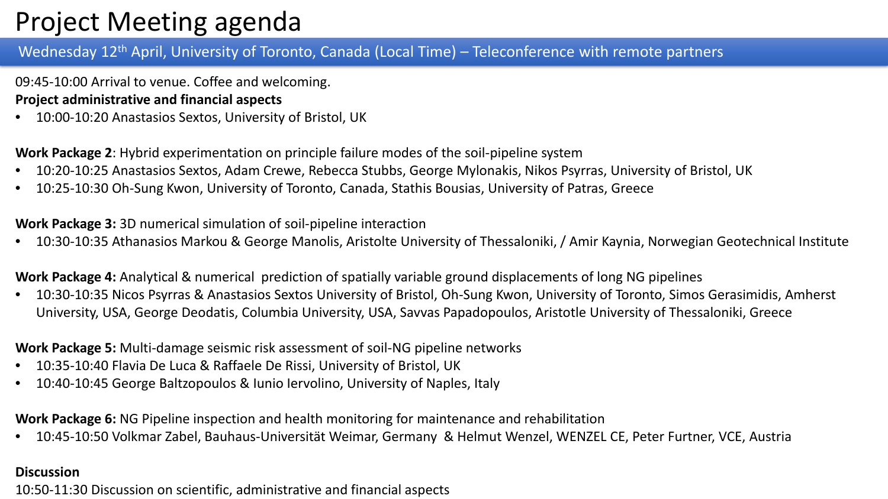# Project Meeting agenda

## Wednesday 12th April, University of Toronto, Canada (Local Time) – Teleconference with remote partners

09:45-10:00 Arrival to venue. Coffee and welcoming.

**Project administrative and financial aspects**

- 10:00-10:20 Anastasios Sextos, University of Bristol, UK

**Work Package 2**: Hybrid experimentation on principle failure modes of the soil-pipeline system

- 10:20-10:25 Anastasios Sextos, Adam Crewe, Rebecca Stubbs, George Mylonakis, Nikos Psyrras, University of Bristol, UK
- 10:25-10:30 Oh-Sung Kwon, University of Toronto, Canada, Stathis Bousias, University of Patras, Greece

**Work Package 3:** 3D numerical simulation of soil-pipeline interaction

- 10:30-10:35 Athanasios Markou & George Manolis, Aristolte University of Thessaloniki, / Amir Kaynia, Norwegian Geotechnical Institute

**Work Package 4:** Analytical & numerical prediction of spatially variable ground displacements of long NG pipelines

- 10:30-10:35 Nicos Psyrras & Anastasios Sextos University of Bristol, Oh-Sung Kwon, University of Toronto, Simos Gerasimidis, Amherst University, USA, George Deodatis, Columbia University, USA, Savvas Papadopoulos, Aristotle University of Thessaloniki, Greece

**Work Package 5:** Multi-damage seismic risk assessment of soil-NG pipeline networks

- 10:35-10:40 Flavia De Luca & Raffaele De Rissi, University of Bristol, UK
- 10:40-10:45 George Baltzopoulos & Iunio Iervolino, University of Naples, Italy

**Work Package 6:** NG Pipeline inspection and health monitoring for maintenance and rehabilitation

- 10:45-10:50 Volkmar Zabel, Bauhaus-Universität Weimar, Germany & Helmut Wenzel, WENZEL CE, Peter Furtner, VCE, Austria

**Discussion**

10:50-11:30 Discussion on scientific, administrative and financial aspects